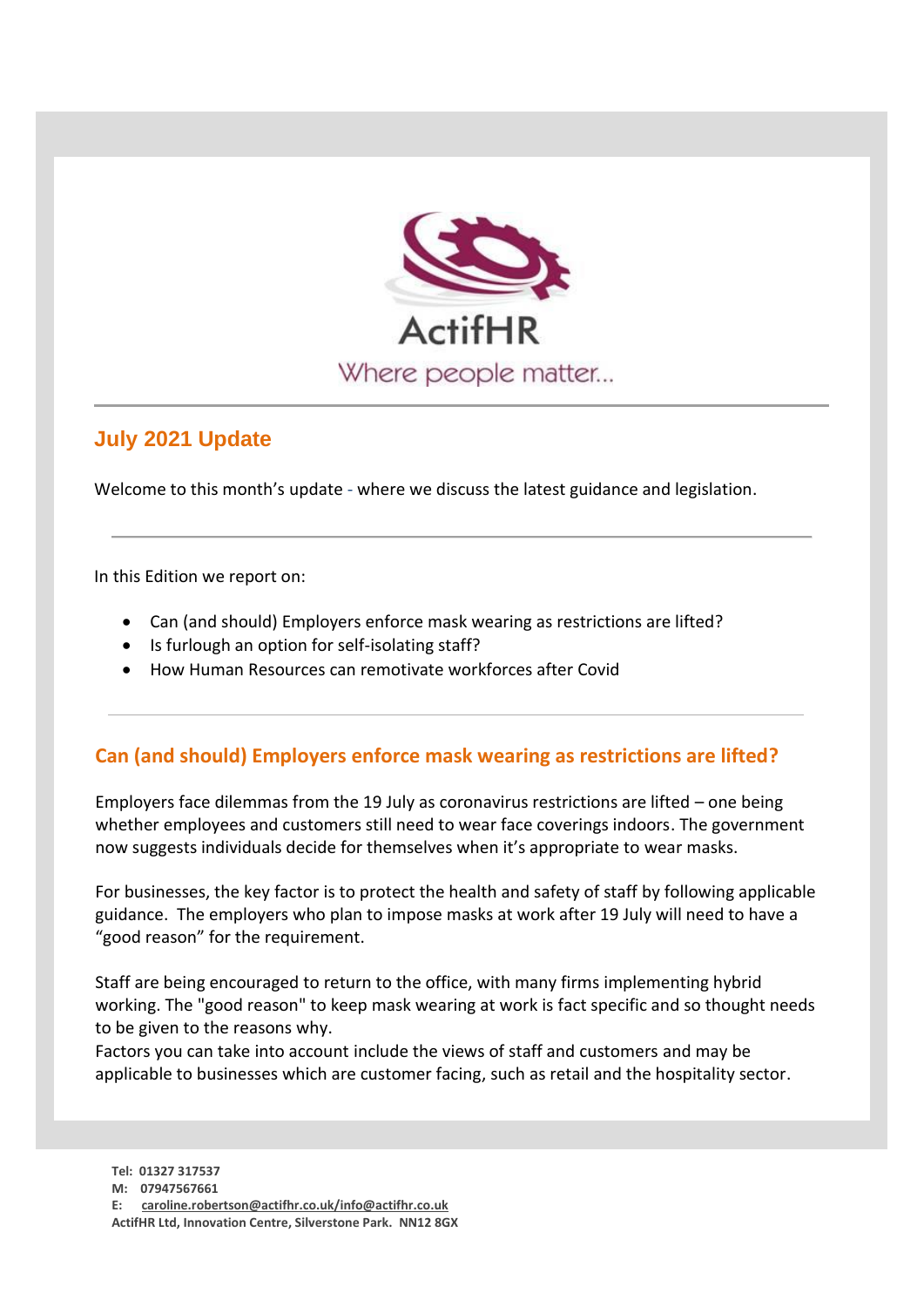ActifHR

Where people matter...

## July 2021 Update

Welcome to this month's update - where we discuss the latest guidance and legislation.

---

In this Edition we report on:

- Can (and should) Employers enforce mask wearing as restrictions are lifted?
- Is furlough an option for self-isolating staff?
- How Human Resources can remotivate workforces after Covid

---

## Can (and should) Employers enforce mask wearing as restrictions are lifted?

Employers face dilemmas from the 19 July as coronavirus restrictions are lifted – one being whether employees and customers still need to wear face coverings indoors. The government now suggests individuals decide for themselves when it's appropriate to wear masks.

For businesses, the key factor is to protect the health and safety of staff by following applicable guidance. The employers who plan to impose masks at work after 19 July will need to have a "good reason" for the requirement.

Staff are being encouraged to return to the office, with many firms implementing hybrid working. The "good reason" to keep mask wearing at work is fact specific and so thought needs to be given to the reasons why.
Factors you can take into account include the views of staff and customers and may be applicable to businesses which are customer facing, such as retail and the hospitality sector.

**Tel: 01327 317537**
**M: 07947567661**
**E: caroline.robertson@actifhr.co.uk/info@actifhr.co.uk**
**ActifHR Ltd, Innovation Centre, Silverstone Park. NN12 8GX**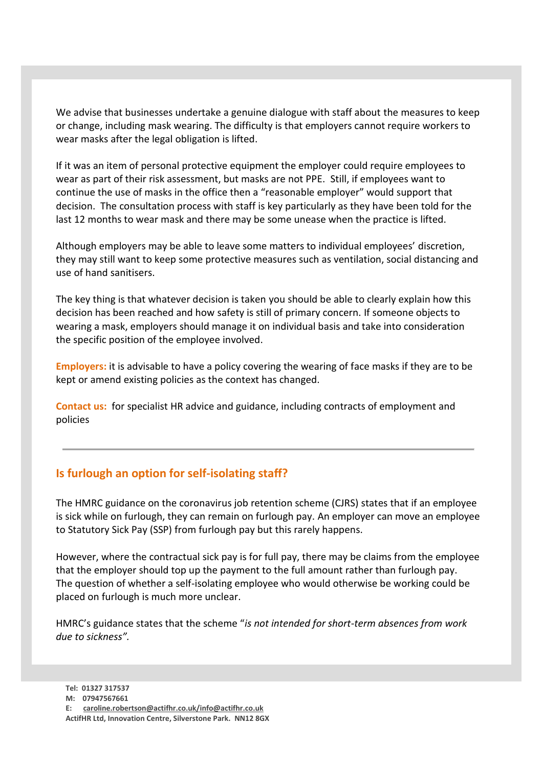We advise that businesses undertake a genuine dialogue with staff about the measures to keep or change, including mask wearing. The difficulty is that employers cannot require workers to wear masks after the legal obligation is lifted.

If it was an item of personal protective equipment the employer could require employees to wear as part of their risk assessment, but masks are not PPE. Still, if employees want to continue the use of masks in the office then a "reasonable employer" would support that decision. The consultation process with staff is key particularly as they have been told for the last 12 months to wear mask and there may be some unease when the practice is lifted.

Although employers may be able to leave some matters to individual employees' discretion, they may still want to keep some protective measures such as ventilation, social distancing and use of hand sanitisers.

The key thing is that whatever decision is taken you should be able to clearly explain how this decision has been reached and how safety is still of primary concern. If someone objects to wearing a mask, employers should manage it on individual basis and take into consideration the specific position of the employee involved.

**Employers:** it is advisable to have a policy covering the wearing of face masks if they are to be kept or amend existing policies as the context has changed.

**Contact us:** for specialist HR advice and guidance, including contracts of employment and policies

---

## Is furlough an option for self-isolating staff?

The HMRC guidance on the coronavirus job retention scheme (CJRS) states that if an employee is sick while on furlough, they can remain on furlough pay. An employer can move an employee to Statutory Sick Pay (SSP) from furlough pay but this rarely happens.

However, where the contractual sick pay is for full pay, there may be claims from the employee that the employer should top up the payment to the full amount rather than furlough pay. The question of whether a self-isolating employee who would otherwise be working could be placed on furlough is much more unclear.

HMRC's guidance states that the scheme "*is not intended for short-term absences from work due to sickness".*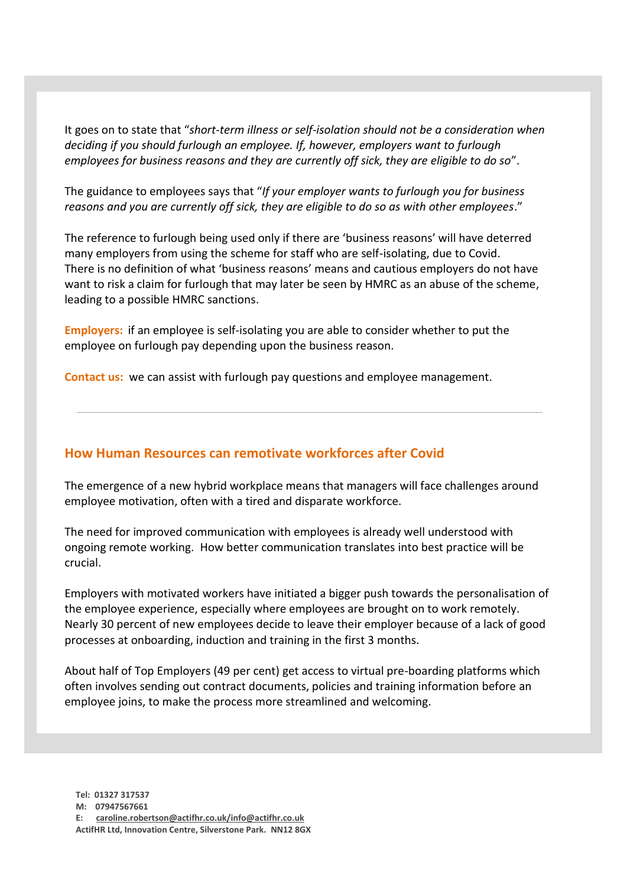It goes on to state that "*short-term illness or self-isolation should not be a consideration when deciding if you should furlough an employee. If, however, employers want to furlough employees for business reasons and they are currently off sick, they are eligible to do so*".

The guidance to employees says that "*If your employer wants to furlough you for business reasons and you are currently off sick, they are eligible to do so as with other employees*."

The reference to furlough being used only if there are 'business reasons' will have deterred many employers from using the scheme for staff who are self-isolating, due to Covid. There is no definition of what 'business reasons' means and cautious employers do not have want to risk a claim for furlough that may later be seen by HMRC as an abuse of the scheme, leading to a possible HMRC sanctions.

**Employers:** if an employee is self-isolating you are able to consider whether to put the employee on furlough pay depending upon the business reason.

**Contact us:** we can assist with furlough pay questions and employee management.

---

## How Human Resources can remotivate workforces after Covid

The emergence of a new hybrid workplace means that managers will face challenges around employee motivation, often with a tired and disparate workforce.

The need for improved communication with employees is already well understood with ongoing remote working. How better communication translates into best practice will be crucial.

Employers with motivated workers have initiated a bigger push towards the personalisation of the employee experience, especially where employees are brought on to work remotely. Nearly 30 percent of new employees decide to leave their employer because of a lack of good processes at onboarding, induction and training in the first 3 months.

About half of Top Employers (49 per cent) get access to virtual pre-boarding platforms which often involves sending out contract documents, policies and training information before an employee joins, to make the process more streamlined and welcoming.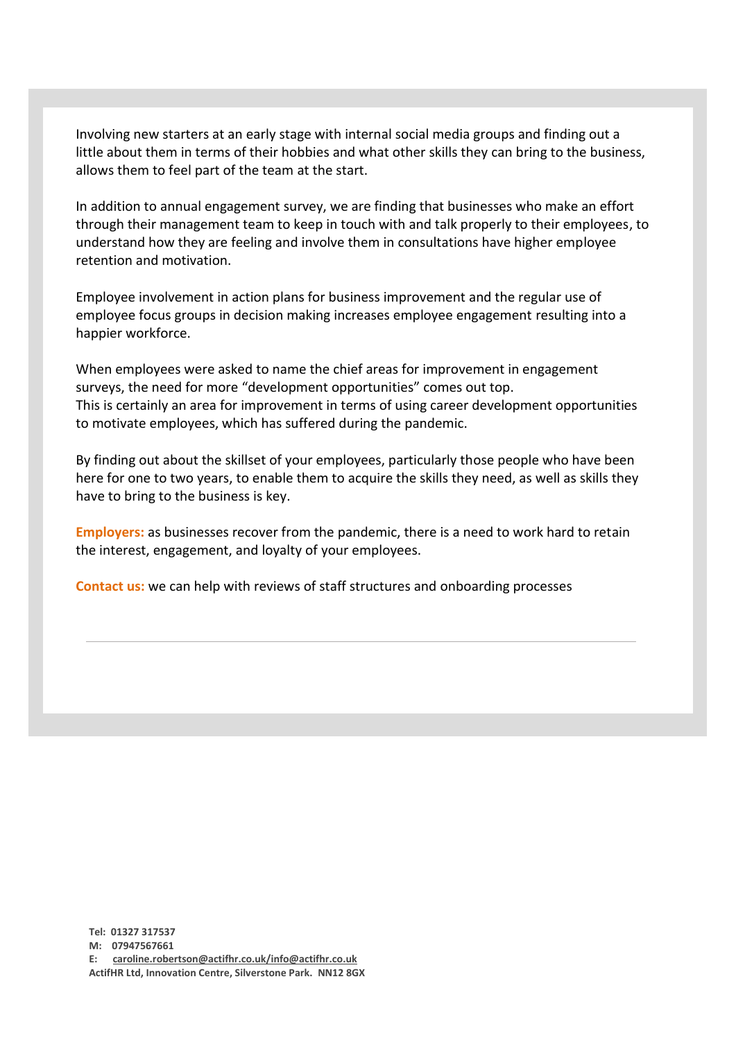Involving new starters at an early stage with internal social media groups and finding out a little about them in terms of their hobbies and what other skills they can bring to the business, allows them to feel part of the team at the start.

In addition to annual engagement survey, we are finding that businesses who make an effort through their management team to keep in touch with and talk properly to their employees, to understand how they are feeling and involve them in consultations have higher employee retention and motivation.

Employee involvement in action plans for business improvement and the regular use of employee focus groups in decision making increases employee engagement resulting into a happier workforce.

When employees were asked to name the chief areas for improvement in engagement surveys, the need for more "development opportunities" comes out top.
This is certainly an area for improvement in terms of using career development opportunities to motivate employees, which has suffered during the pandemic.

By finding out about the skillset of your employees, particularly those people who have been here for one to two years, to enable them to acquire the skills they need, as well as skills they have to bring to the business is key.

**Employers:** as businesses recover from the pandemic, there is a need to work hard to retain the interest, engagement, and loyalty of your employees.

**Contact us:** we can help with reviews of staff structures and onboarding processes

---

**Tel: 01327 317537**
**M: 07947567661**
**E: caroline.robertson@actifhr.co.uk/info@actifhr.co.uk**
**ActifHR Ltd, Innovation Centre, Silverstone Park. NN12 8GX**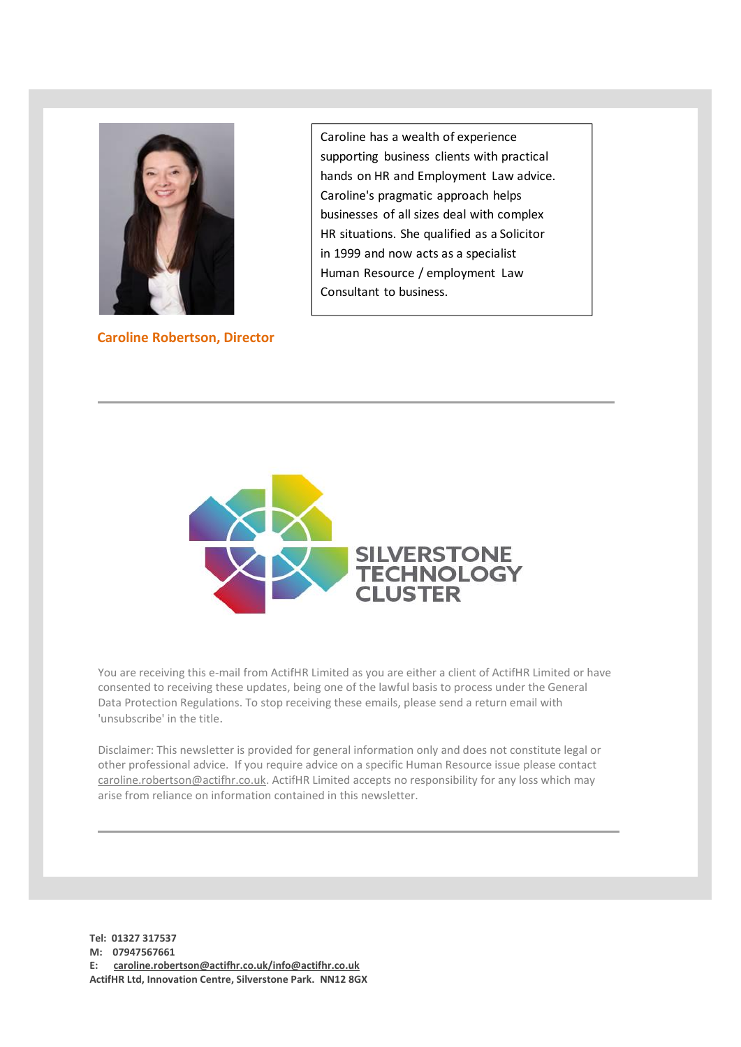Caroline has a wealth of experience supporting business clients with practical hands on HR and Employment Law advice. Caroline's pragmatic approach helps businesses of all sizes deal with complex HR situations. She qualified as a Solicitor in 1999 and now acts as a specialist Human Resource / employment Law Consultant to business.

**Caroline Robertson, Director**

---

SILVERSTONE TECHNOLOGY CLUSTER

You are receiving this e-mail from ActifHR Limited as you are either a client of ActifHR Limited or have consented to receiving these updates, being one of the lawful basis to process under the General Data Protection Regulations. To stop receiving these emails, please send a return email with 'unsubscribe' in the title.

Disclaimer: This newsletter is provided for general information only and does not constitute legal or other professional advice. If you require advice on a specific Human Resource issue please contact caroline.robertson@actifhr.co.uk. ActifHR Limited accepts no responsibility for any loss which may arise from reliance on information contained in this newsletter.

---

**Tel: 01327 317537**
**M: 07947567661**
**E: caroline.robertson@actifhr.co.uk/info@actifhr.co.uk**
**ActifHR Ltd, Innovation Centre, Silverstone Park. NN12 8GX**